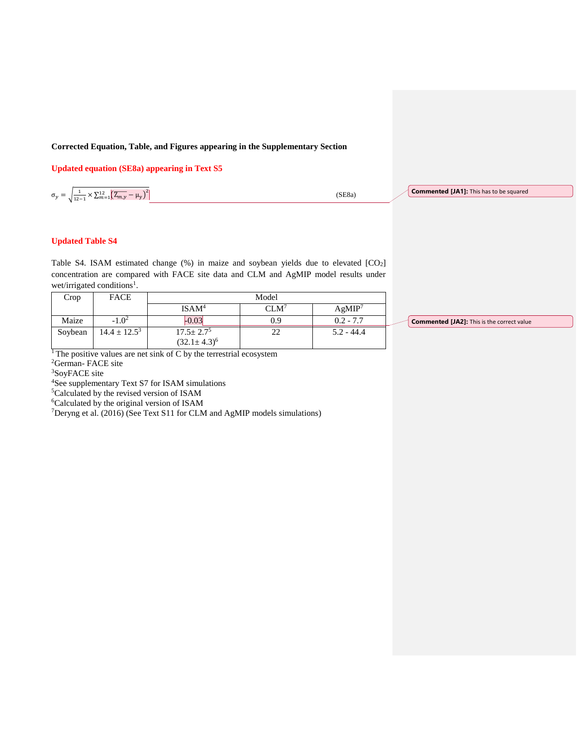**Corrected Equation, Table, and Figures appearing in the Supplementary Section**

**Updated equation (SE8a) appearing in Text S5**

$$\sigma_y = \sqrt{\frac{1}{12-1} \times \sum_{m=1}^{12} \left(\overline{Z_{m,y}} - \mu_y\right)^2} \qquad \text{(SE8a)}$$

Commented [JA1]: This has to be squared

**Updated Table S4**

Table S4. ISAM estimated change (%) in maize and soybean yields due to elevated [$CO_2$] concentration are compared with FACE site data and CLM and AgMIP model results under wet/irrigated conditions[1].

| Crop | FACE | Model | | |
|---|---|---|---|---|
| | | ISAM[4] | CLM[7] | AgMIP[7] |
| Maize | -1.0[2] | -0.03 | 0.9 | 0.2 - 7.7 |
| Soybean | 14.4 ± 12.5[3] | 17.5± 2.7[5] (32.1± 4.3)[6] | 22 | 5.2 - 44.4 |

Commented [JA2]: This is the correct value

[1] The positive values are net sink of C by the terrestrial ecosystem
[2] German- FACE site
[3] SoyFACE site
[4] See supplementary Text S7 for ISAM simulations
[5] Calculated by the revised version of ISAM
[6] Calculated by the original version of ISAM
[7] Deryng et al. (2016) (See Text S11 for CLM and AgMIP models simulations)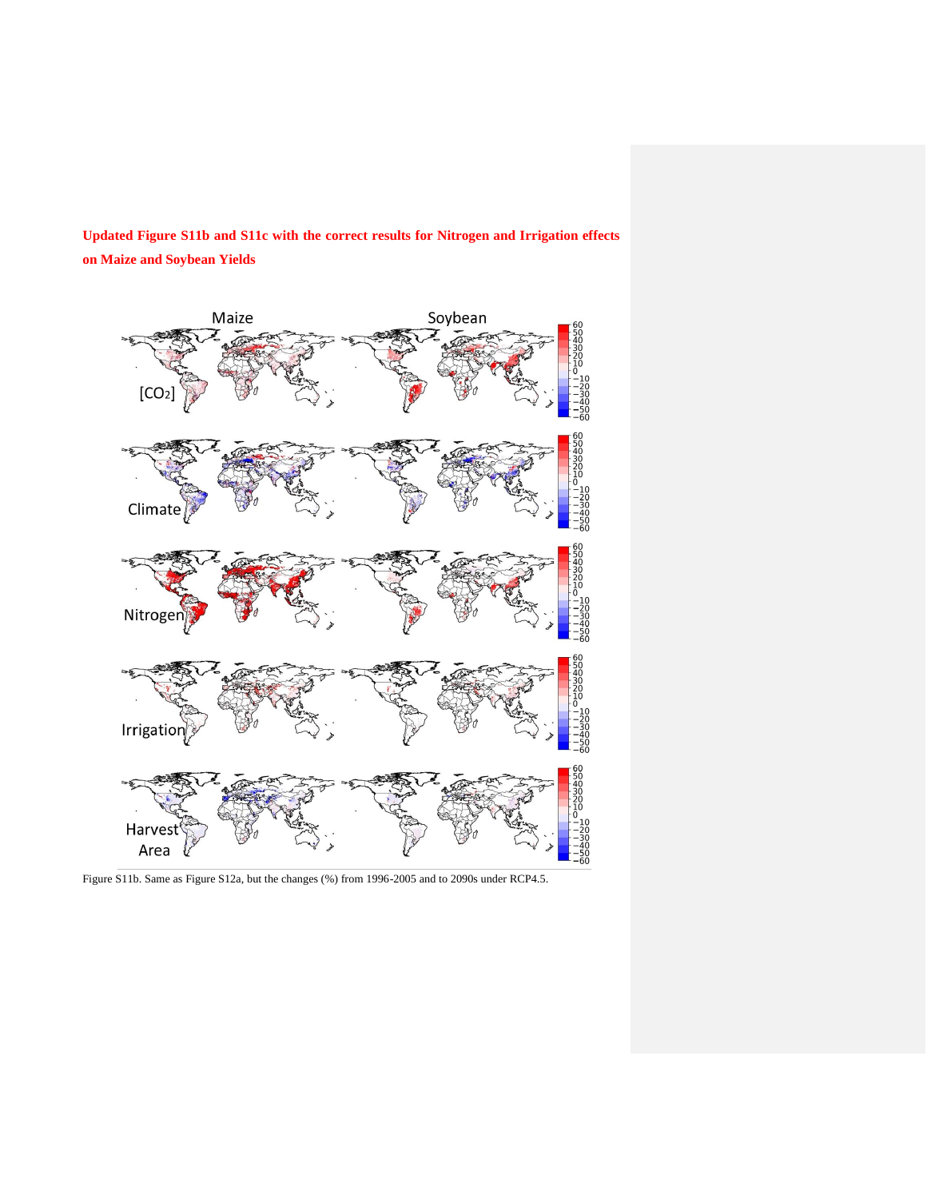**Updated Figure S11b and S11c with the correct results for Nitrogen and Irrigation effects on Maize and Soybean Yields**

Figure S11b. Same as Figure S12a, but the changes (%) from 1996-2005 and to 2090s under RCP4.5.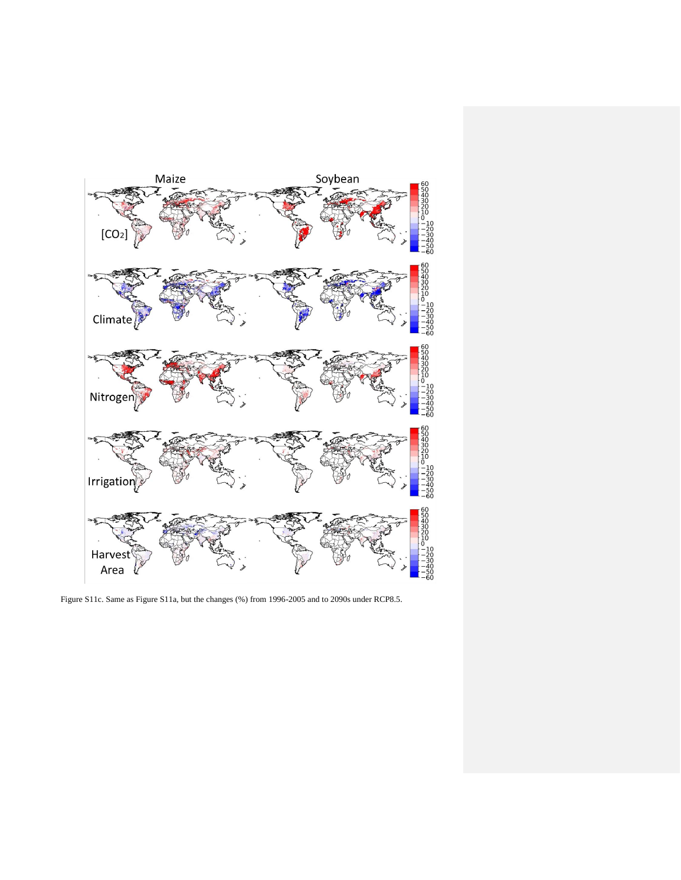Maize

Soybean

[$CO_2$]

Climate

Nitrogen

Irrigation

Harvest Area

60
50
40
30
20
10
0
−10
−20
−30
−40
−50
−60

Figure S11c. Same as Figure S11a, but the changes (%) from 1996-2005 and to 2090s under RCP8.5.